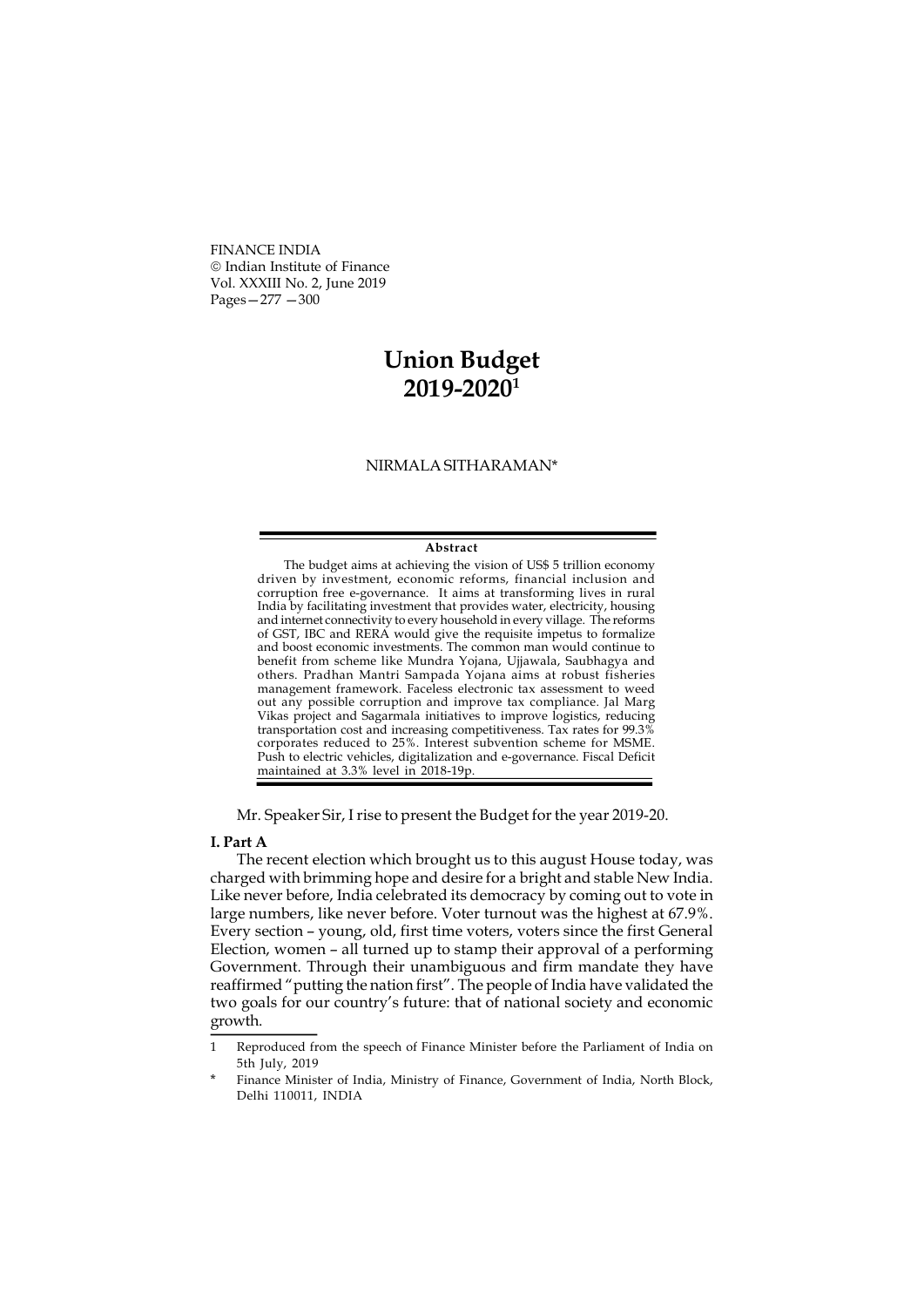# Union Budget 2019-2020[1]

NIRMALA SITHARAMAN*

**Abstract**

The budget aims at achieving the vision of US$ 5 trillion economy driven by investment, economic reforms, financial inclusion and corruption free e-governance. It aims at transforming lives in rural India by facilitating investment that provides water, electricity, housing and internet connectivity to every household in every village. The reforms of GST, IBC and RERA would give the requisite impetus to formalize and boost economic investments. The common man would continue to benefit from scheme like Mundra Yojana, Ujjawala, Saubhagya and others. Pradhan Mantri Sampada Yojana aims at robust fisheries management framework. Faceless electronic tax assessment to weed out any possible corruption and improve tax compliance. Jal Marg Vikas project and Sagarmala initiatives to improve logistics, reducing transportation cost and increasing competitiveness. Tax rates for 99.3% corporates reduced to 25%. Interest subvention scheme for MSME. Push to electric vehicles, digitalization and e-governance. Fiscal Deficit maintained at 3.3% level in 2018-19p.

Mr. Speaker Sir, I rise to present the Budget for the year 2019-20.

## I. Part A

The recent election which brought us to this august House today, was charged with brimming hope and desire for a bright and stable New India. Like never before, India celebrated its democracy by coming out to vote in large numbers, like never before. Voter turnout was the highest at 67.9%. Every section – young, old, first time voters, voters since the first General Election, women – all turned up to stamp their approval of a performing Government. Through their unambiguous and firm mandate they have reaffirmed "putting the nation first". The people of India have validated the two goals for our country's future: that of national society and economic growth.

---

1 Reproduced from the speech of Finance Minister before the Parliament of India on 5th July, 2019

\* Finance Minister of India, Ministry of Finance, Government of India, North Block, Delhi 110011, INDIA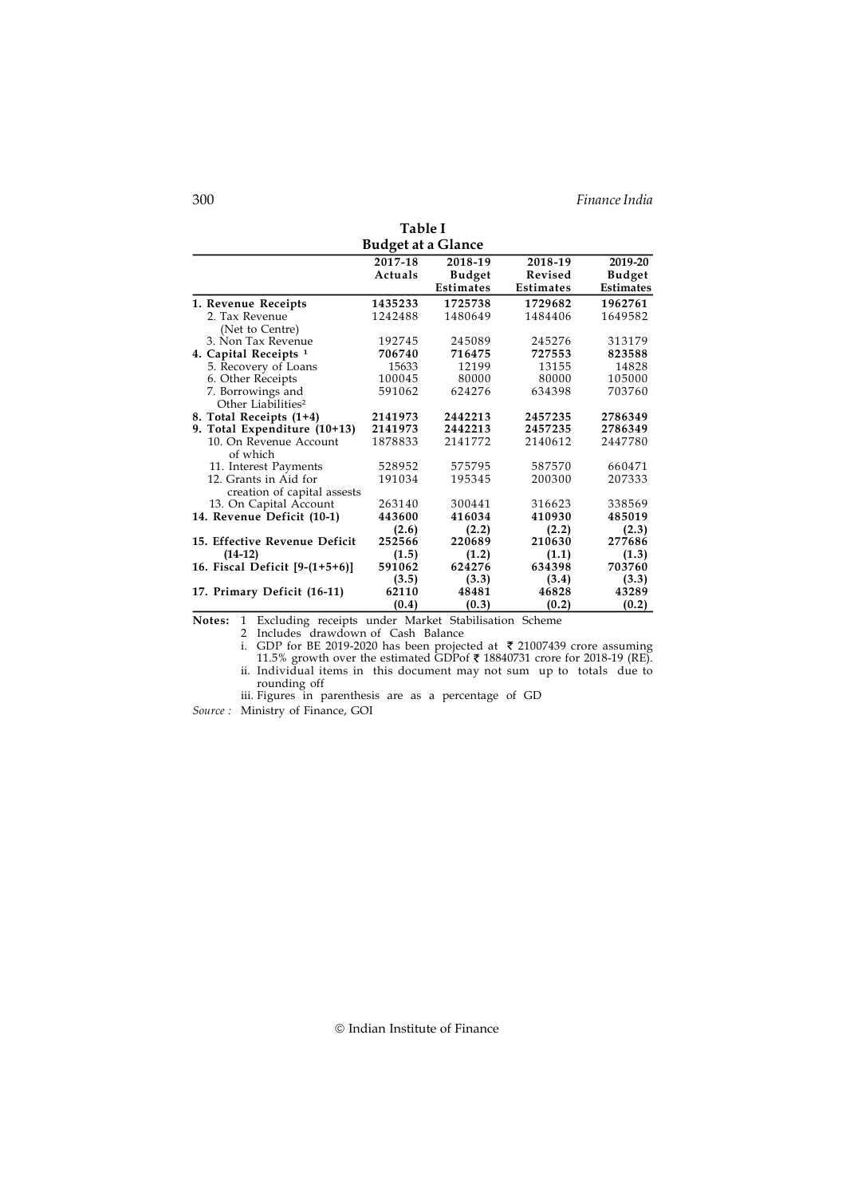**Table I**
**Budget at a Glance**

| | 2017-18 Actuals | 2018-19 Budget Estimates | 2018-19 Revised Estimates | 2019-20 Budget Estimates |
|---|---|---|---|---|
| **1. Revenue Receipts** | **1435233** | **1725738** | **1729682** | **1962761** |
| 2. Tax Revenue (Net to Centre) | 1242488 | 1480649 | 1484406 | 1649582 |
| 3. Non Tax Revenue | 192745 | 245089 | 245276 | 313179 |
| **4. Capital Receipts [1]** | **706740** | **716475** | **727553** | **823588** |
| 5. Recovery of Loans | 15633 | 12199 | 13155 | 14828 |
| 6. Other Receipts | 100045 | 80000 | 80000 | 105000 |
| 7. Borrowings and Other Liabilities[2] | 591062 | 624276 | 634398 | 703760 |
| **8. Total Receipts (1+4)** | **2141973** | **2442213** | **2457235** | **2786349** |
| **9. Total Expenditure (10+13)** | **2141973** | **2442213** | **2457235** | **2786349** |
| 10. On Revenue Account of which | 1878833 | 2141772 | 2140612 | 2447780 |
| 11. Interest Payments | 528952 | 575795 | 587570 | 660471 |
| 12. Grants in Aid for creation of capital assests | 191034 | 195345 | 200300 | 207333 |
| 13. On Capital Account | 263140 | 300441 | 316623 | 338569 |
| **14. Revenue Deficit (10-1)** | **443600** | **416034** | **410930** | **485019** |
| | **(2.6)** | **(2.2)** | **(2.2)** | **(2.3)** |
| **15. Effective Revenue Deficit (14-12)** | **252566** | **220689** | **210630** | **277686** |
| | **(1.5)** | **(1.2)** | **(1.1)** | **(1.3)** |
| **16. Fiscal Deficit [9-(1+5+6)]** | **591062** | **624276** | **634398** | **703760** |
| | **(3.5)** | **(3.3)** | **(3.4)** | **(3.3)** |
| **17. Primary Deficit (16-11)** | **62110** | **48481** | **46828** | **43289** |
| | **(0.4)** | **(0.3)** | **(0.2)** | **(0.2)** |

**Notes:** 1 Excluding receipts under Market Stabilisation Scheme
2 Includes drawdown of Cash Balance
i. GDP for BE 2019-2020 has been projected at ₹ 21007439 crore assuming 11.5% growth over the estimated GDPof ₹ 18840731 crore for 2018-19 (RE).
ii. Individual items in this document may not sum up to totals due to rounding off
iii. Figures in parenthesis are as a percentage of GD

*Source :* Ministry of Finance, GOI

© Indian Institute of Finance